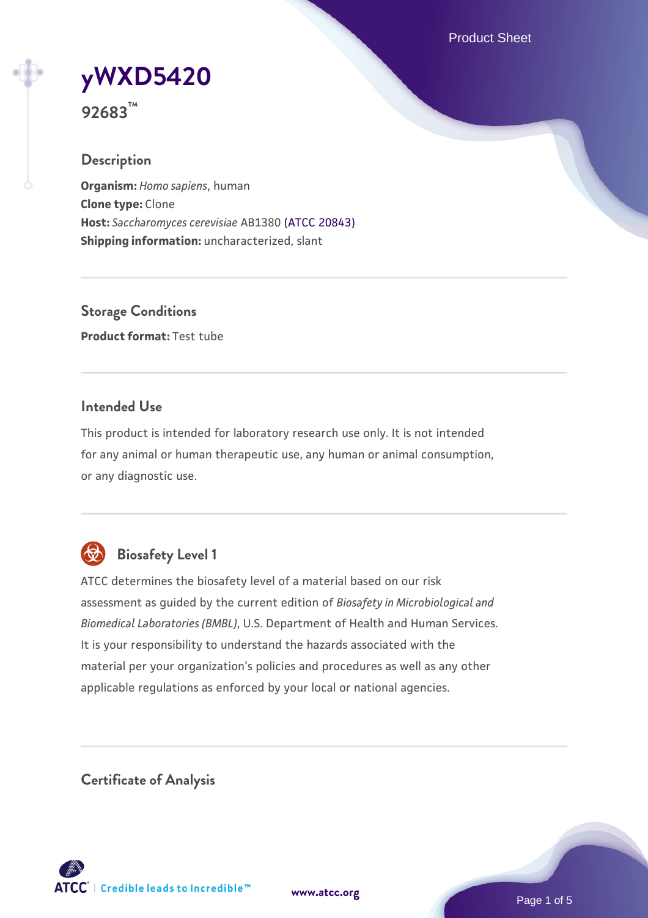# yWXD5420

**92683™**

## Description

**Organism:** *Homo sapiens*, human
**Clone type:** Clone
**Host:** *Saccharomyces cerevisiae* AB1380 (ATCC 20843)
**Shipping information:** uncharacterized, slant

## Storage Conditions

**Product format:** Test tube

## Intended Use

This product is intended for laboratory research use only. It is not intended for any animal or human therapeutic use, any human or animal consumption, or any diagnostic use.

## Biosafety Level 1

ATCC determines the biosafety level of a material based on our risk assessment as guided by the current edition of *Biosafety in Microbiological and Biomedical Laboratories (BMBL)*, U.S. Department of Health and Human Services. It is your responsibility to understand the hazards associated with the material per your organization's policies and procedures as well as any other applicable regulations as enforced by your local or national agencies.

## Certificate of Analysis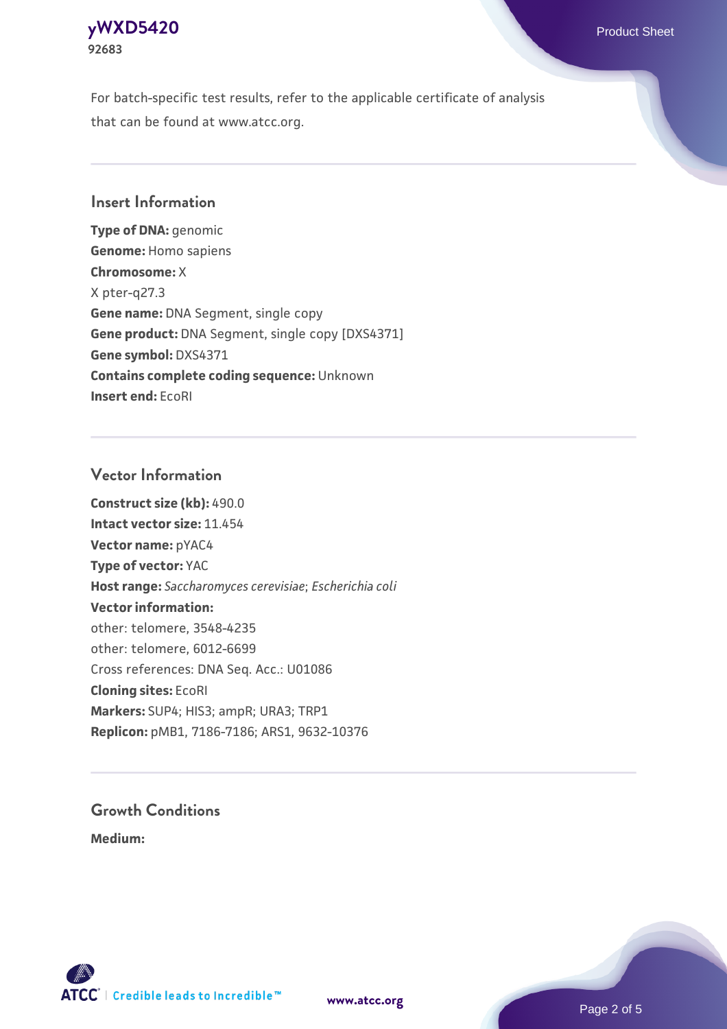For batch-specific test results, refer to the applicable certificate of analysis that can be found at www.atcc.org.

## Insert Information

**Type of DNA:** genomic
**Genome:** Homo sapiens
**Chromosome:** X
X pter-q27.3
**Gene name:** DNA Segment, single copy
**Gene product:** DNA Segment, single copy [DXS4371]
**Gene symbol:** DXS4371
**Contains complete coding sequence:** Unknown
**Insert end:** EcoRI

## Vector Information

**Construct size (kb):** 490.0
**Intact vector size:** 11.454
**Vector name:** pYAC4
**Type of vector:** YAC
**Host range:** *Saccharomyces cerevisiae*; *Escherichia coli*
**Vector information:**
other: telomere, 3548-4235
other: telomere, 6012-6699
Cross references: DNA Seq. Acc.: U01086
**Cloning sites:** EcoRI
**Markers:** SUP4; HIS3; ampR; URA3; TRP1
**Replicon:** pMB1, 7186-7186; ARS1, 9632-10376

## Growth Conditions

**Medium:**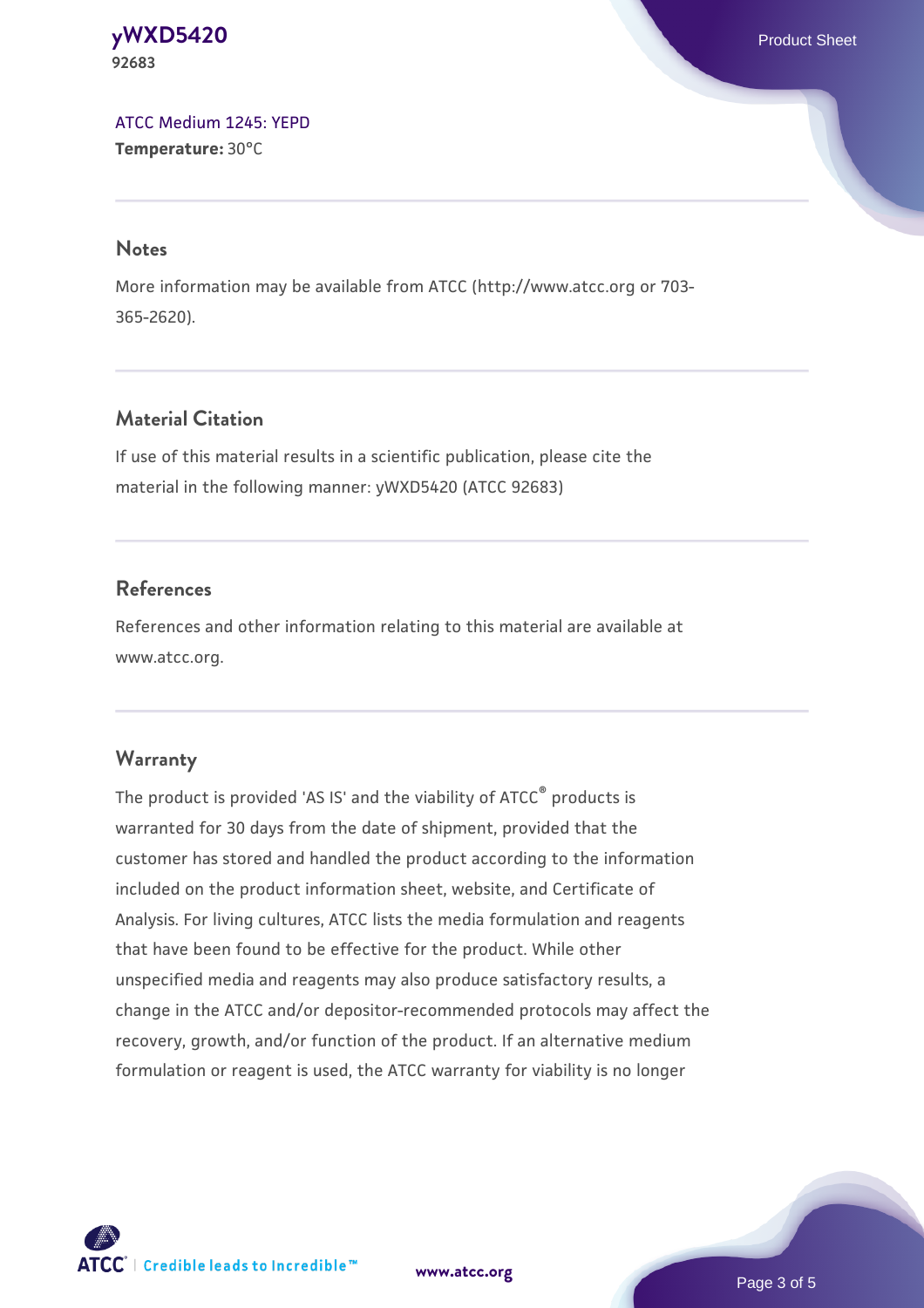ATCC Medium 1245: YEPD
**Temperature:** 30°C

## Notes

More information may be available from ATCC (http://www.atcc.org or 703-365-2620).

## Material Citation

If use of this material results in a scientific publication, please cite the material in the following manner: yWXD5420 (ATCC 92683)

## References

References and other information relating to this material are available at www.atcc.org.

## Warranty

The product is provided 'AS IS' and the viability of ATCC® products is warranted for 30 days from the date of shipment, provided that the customer has stored and handled the product according to the information included on the product information sheet, website, and Certificate of Analysis. For living cultures, ATCC lists the media formulation and reagents that have been found to be effective for the product. While other unspecified media and reagents may also produce satisfactory results, a change in the ATCC and/or depositor-recommended protocols may affect the recovery, growth, and/or function of the product. If an alternative medium formulation or reagent is used, the ATCC warranty for viability is no longer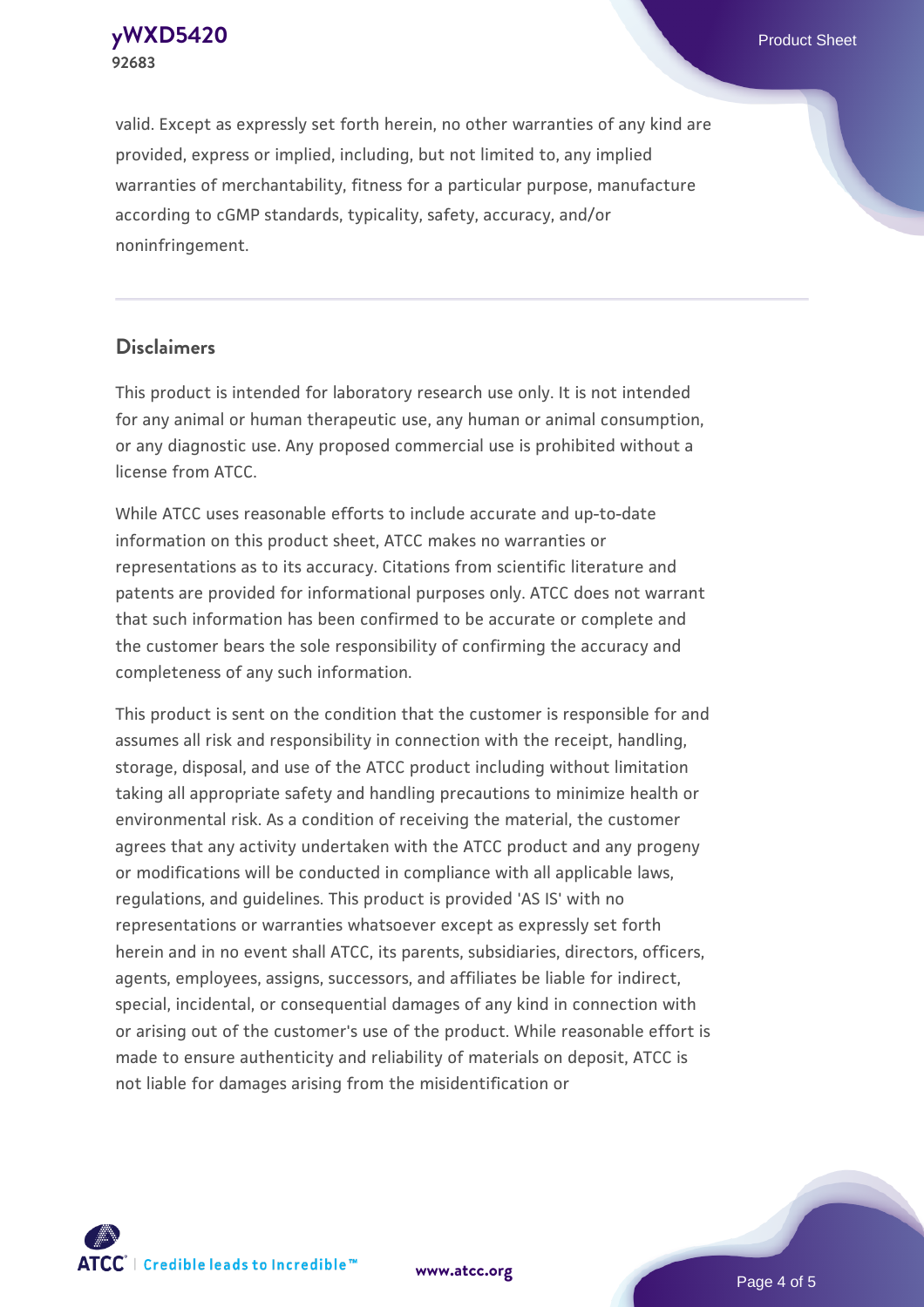valid. Except as expressly set forth herein, no other warranties of any kind are provided, express or implied, including, but not limited to, any implied warranties of merchantability, fitness for a particular purpose, manufacture according to cGMP standards, typicality, safety, accuracy, and/or noninfringement.

## Disclaimers

This product is intended for laboratory research use only. It is not intended for any animal or human therapeutic use, any human or animal consumption, or any diagnostic use. Any proposed commercial use is prohibited without a license from ATCC.

While ATCC uses reasonable efforts to include accurate and up-to-date information on this product sheet, ATCC makes no warranties or representations as to its accuracy. Citations from scientific literature and patents are provided for informational purposes only. ATCC does not warrant that such information has been confirmed to be accurate or complete and the customer bears the sole responsibility of confirming the accuracy and completeness of any such information.

This product is sent on the condition that the customer is responsible for and assumes all risk and responsibility in connection with the receipt, handling, storage, disposal, and use of the ATCC product including without limitation taking all appropriate safety and handling precautions to minimize health or environmental risk. As a condition of receiving the material, the customer agrees that any activity undertaken with the ATCC product and any progeny or modifications will be conducted in compliance with all applicable laws, regulations, and guidelines. This product is provided 'AS IS' with no representations or warranties whatsoever except as expressly set forth herein and in no event shall ATCC, its parents, subsidiaries, directors, officers, agents, employees, assigns, successors, and affiliates be liable for indirect, special, incidental, or consequential damages of any kind in connection with or arising out of the customer's use of the product. While reasonable effort is made to ensure authenticity and reliability of materials on deposit, ATCC is not liable for damages arising from the misidentification or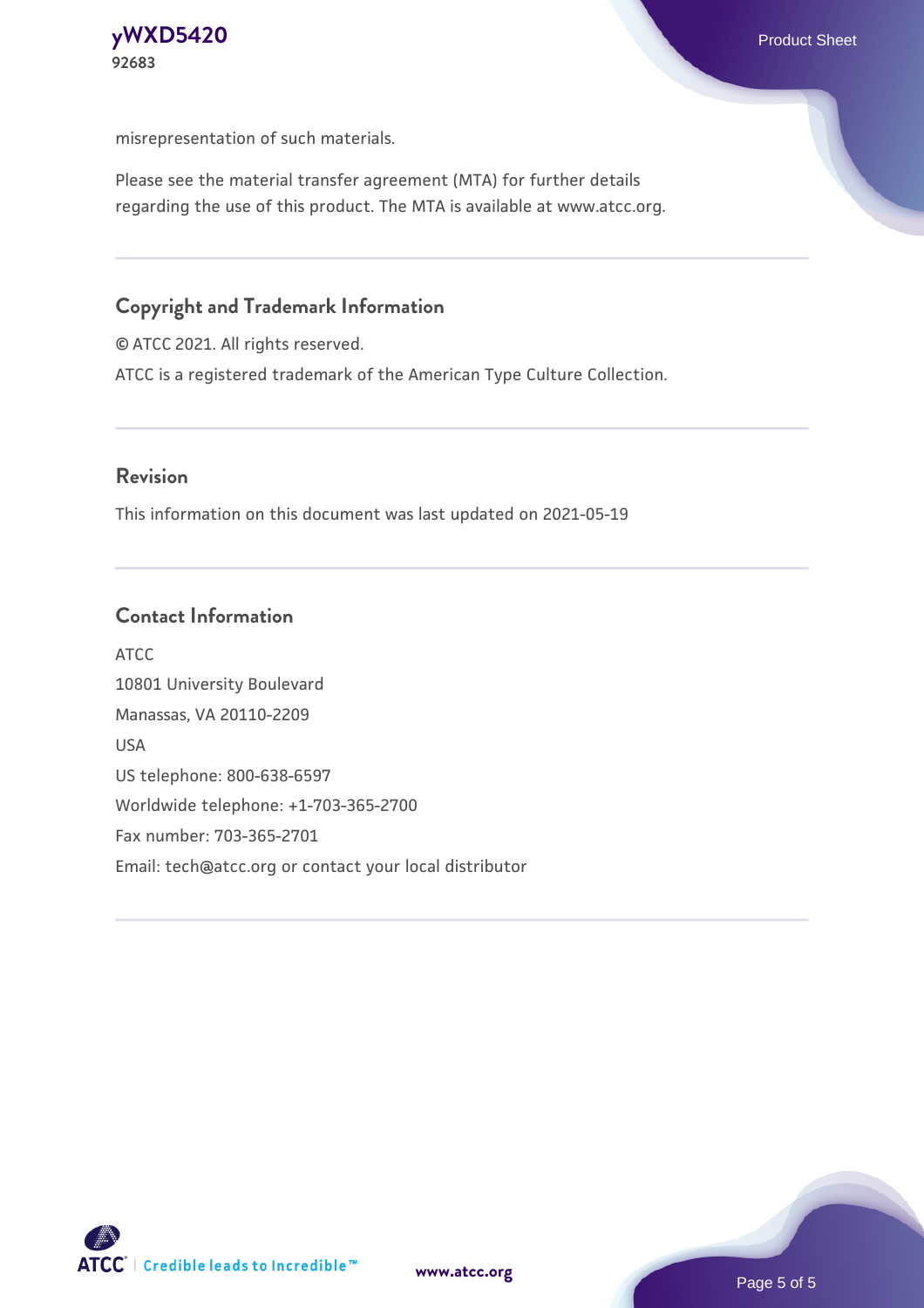misrepresentation of such materials.

Please see the material transfer agreement (MTA) for further details regarding the use of this product. The MTA is available at www.atcc.org.

## Copyright and Trademark Information

© ATCC 2021. All rights reserved.

ATCC is a registered trademark of the American Type Culture Collection.

## Revision

This information on this document was last updated on 2021-05-19

## Contact Information

ATCC
10801 University Boulevard
Manassas, VA 20110-2209
USA
US telephone: 800-638-6597
Worldwide telephone: +1-703-365-2700
Fax number: 703-365-2701
Email: tech@atcc.org or contact your local distributor